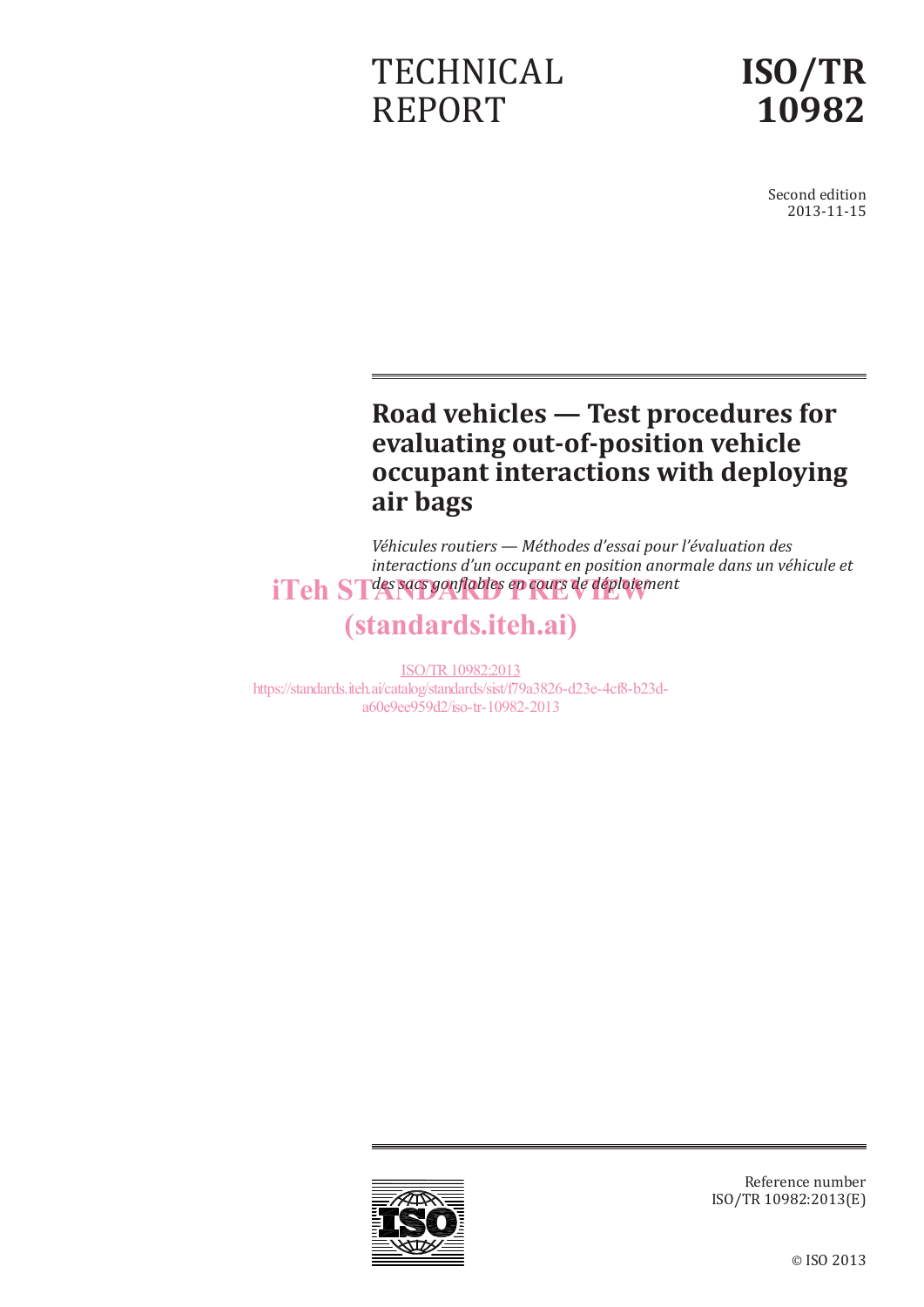TECHNICAL REPORT

# ISO/TR 10982

Second edition
2013-11-15

# Road vehicles — Test procedures for evaluating out-of-position vehicle occupant interactions with deploying air bags

*Véhicules routiers — Méthodes d'essai pour l'évaluation des interactions d'un occupant en position anormale dans un véhicule et des sacs gonflables en cours de déploiement*

iTeh STANDARD PREVIEW
(standards.iteh.ai)

ISO/TR 10982:2013
https://standards.iteh.ai/catalog/standards/sist/f79a3826-d23e-4cf8-b23d-a60e9ee959d2/iso-tr-10982-2013

Reference number
ISO/TR 10982:2013(E)

© ISO 2013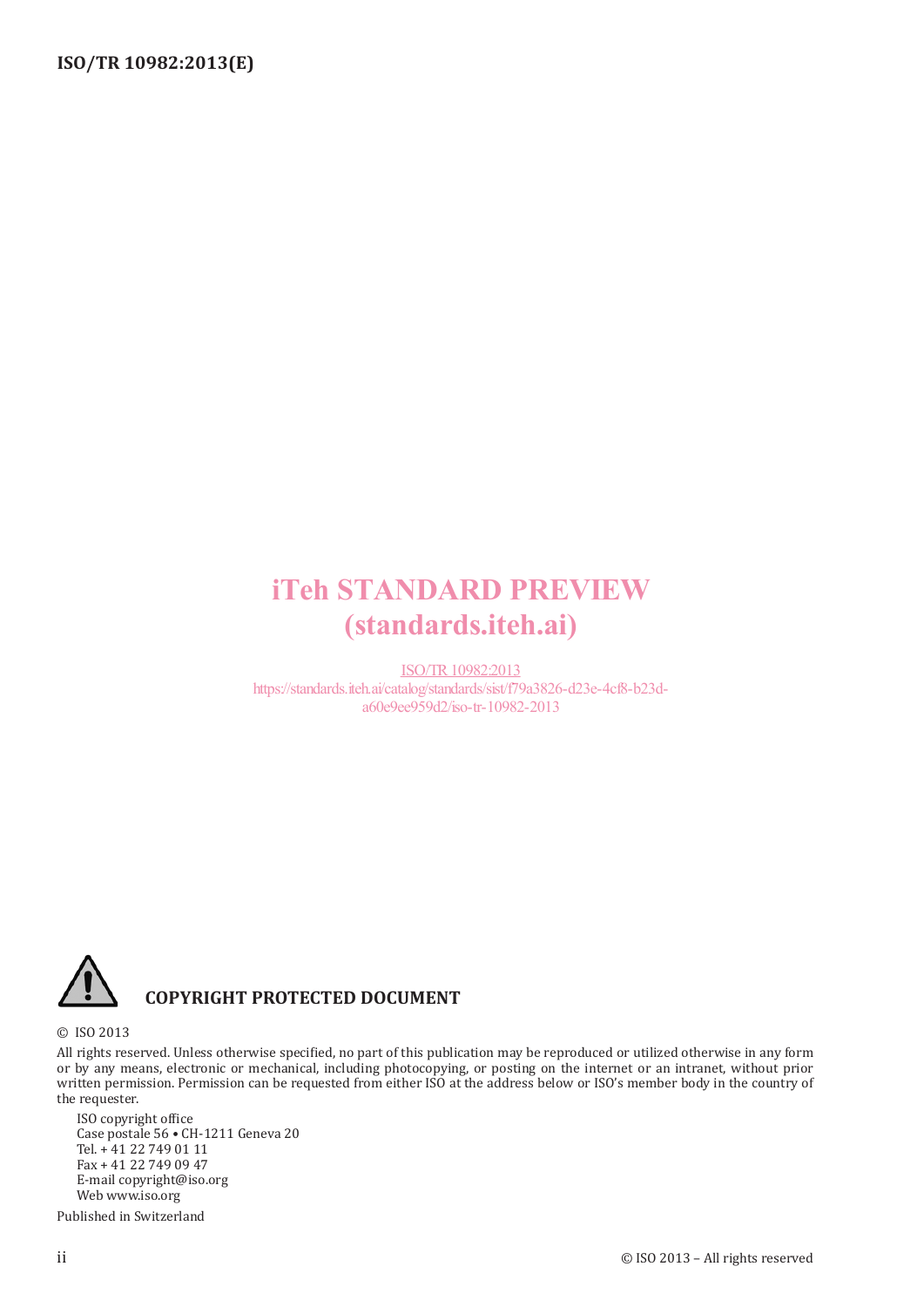iTeh STANDARD PREVIEW
(standards.iteh.ai)

ISO/TR 10982:2013
https://standards.iteh.ai/catalog/standards/sist/f79a3826-d23e-4cf8-b23d-a60e9ee959d2/iso-tr-10982-2013

**COPYRIGHT PROTECTED DOCUMENT**

© ISO 2013

All rights reserved. Unless otherwise specified, no part of this publication may be reproduced or utilized otherwise in any form or by any means, electronic or mechanical, including photocopying, or posting on the internet or an intranet, without prior written permission. Permission can be requested from either ISO at the address below or ISO's member body in the country of the requester.

ISO copyright office
Case postale 56 • CH-1211 Geneva 20
Tel. + 41 22 749 01 11
Fax + 41 22 749 09 47
E-mail copyright@iso.org
Web www.iso.org

Published in Switzerland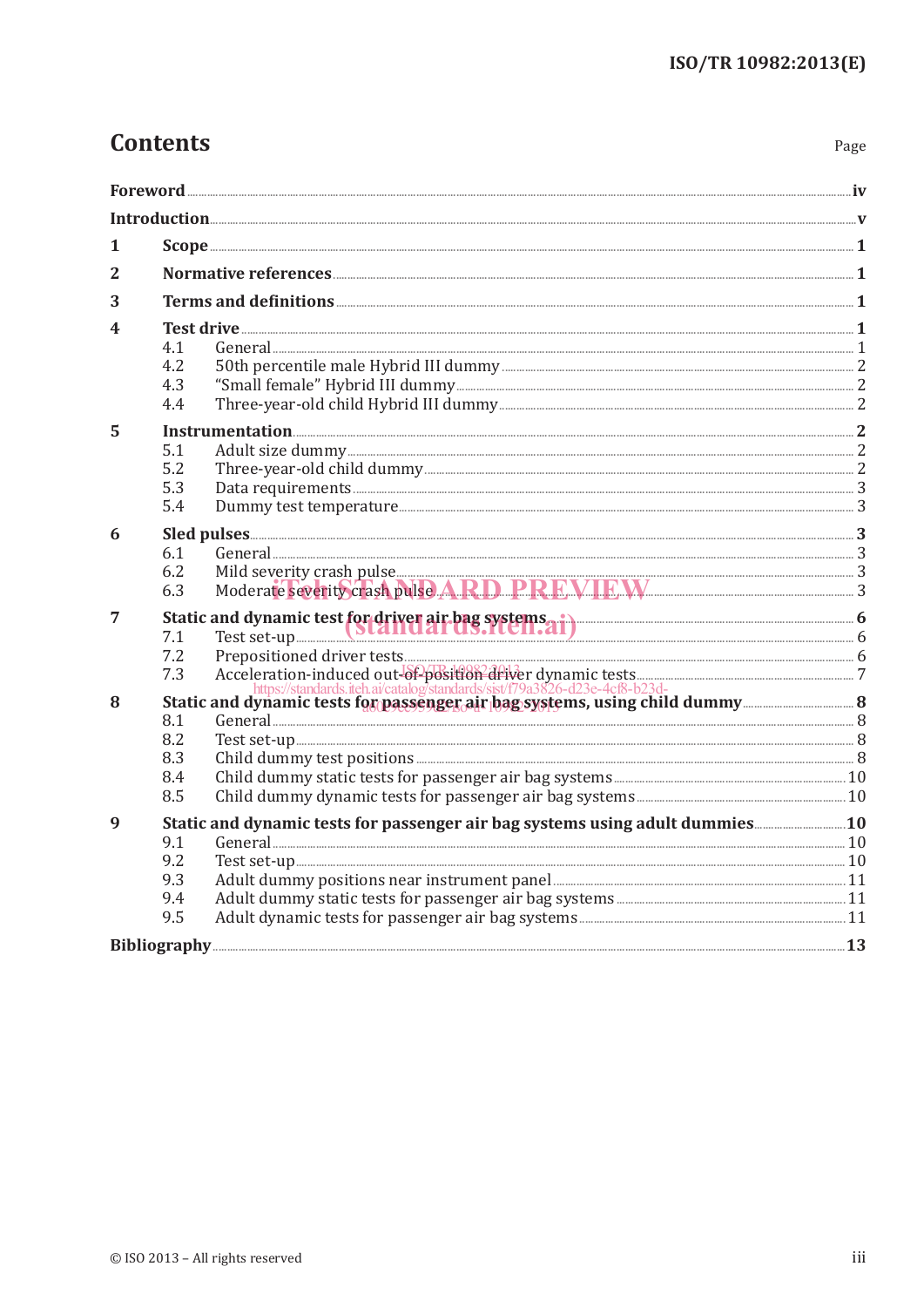# Contents

| | | Page |
|---|---|---|
| **Foreword** | | **iv** |
| **Introduction** | | **v** |
| **1** | **Scope** | **1** |
| **2** | **Normative references** | **1** |
| **3** | **Terms and definitions** | **1** |
| **4** | **Test drive** | **1** |
| | 4.1 General | 1 |
| | 4.2 50th percentile male Hybrid III dummy | 2 |
| | 4.3 "Small female" Hybrid III dummy | 2 |
| | 4.4 Three-year-old child Hybrid III dummy | 2 |
| **5** | **Instrumentation** | **2** |
| | 5.1 Adult size dummy | 2 |
| | 5.2 Three-year-old child dummy | 2 |
| | 5.3 Data requirements | 3 |
| | 5.4 Dummy test temperature | 3 |
| **6** | **Sled pulses** | **3** |
| | 6.1 General | 3 |
| | 6.2 Mild severity crash pulse | 3 |
| | 6.3 Moderate severity crash pulse | 3 |
| **7** | **Static and dynamic test for driver air bag systems** | **6** |
| | 7.1 Test set-up | 6 |
| | 7.2 Prepositioned driver tests | 6 |
| | 7.3 Acceleration-induced out-of-position driver dynamic tests | 7 |
| **8** | **Static and dynamic tests for passenger air bag systems, using child dummy** | **8** |
| | 8.1 General | 8 |
| | 8.2 Test set-up | 8 |
| | 8.3 Child dummy test positions | 8 |
| | 8.4 Child dummy static tests for passenger air bag systems | 10 |
| | 8.5 Child dummy dynamic tests for passenger air bag systems | 10 |
| **9** | **Static and dynamic tests for passenger air bag systems using adult dummies** | **10** |
| | 9.1 General | 10 |
| | 9.2 Test set-up | 10 |
| | 9.3 Adult dummy positions near instrument panel | 11 |
| | 9.4 Adult dummy static tests for passenger air bag systems | 11 |
| | 9.5 Adult dynamic tests for passenger air bag systems | 11 |
| **Bibliography** | | **13** |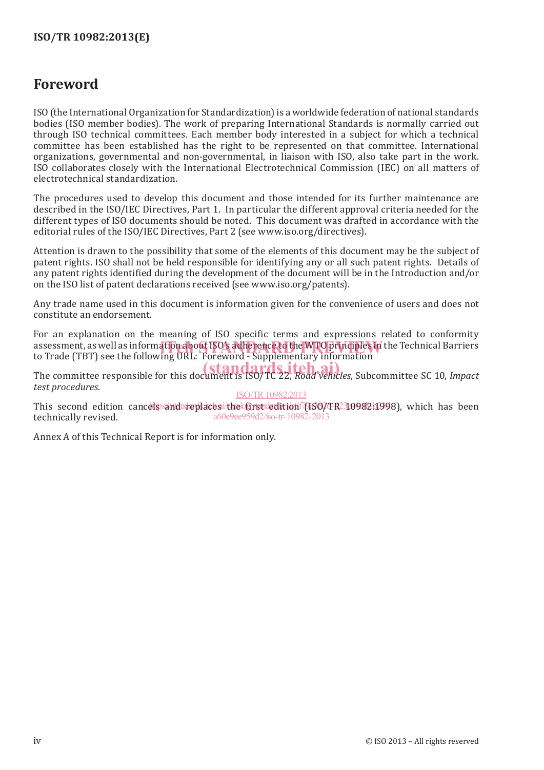# Foreword

ISO (the International Organization for Standardization) is a worldwide federation of national standards bodies (ISO member bodies). The work of preparing International Standards is normally carried out through ISO technical committees. Each member body interested in a subject for which a technical committee has been established has the right to be represented on that committee. International organizations, governmental and non-governmental, in liaison with ISO, also take part in the work. ISO collaborates closely with the International Electrotechnical Commission (IEC) on all matters of electrotechnical standardization.

The procedures used to develop this document and those intended for its further maintenance are described in the ISO/IEC Directives, Part 1. In particular the different approval criteria needed for the different types of ISO documents should be noted. This document was drafted in accordance with the editorial rules of the ISO/IEC Directives, Part 2 (see www.iso.org/directives).

Attention is drawn to the possibility that some of the elements of this document may be the subject of patent rights. ISO shall not be held responsible for identifying any or all such patent rights. Details of any patent rights identified during the development of the document will be in the Introduction and/or on the ISO list of patent declarations received (see www.iso.org/patents).

Any trade name used in this document is information given for the convenience of users and does not constitute an endorsement.

For an explanation on the meaning of ISO specific terms and expressions related to conformity assessment, as well as information about ISO's adherence to the WTO principles in the Technical Barriers to Trade (TBT) see the following URL: Foreword - Supplementary information

The committee responsible for this document is ISO/TC 22, *Road vehicles*, Subcommittee SC 10, *Impact test procedures*.

This second edition cancels and replaces the first edition (ISO/TR 10982:1998), which has been technically revised.

Annex A of this Technical Report is for information only.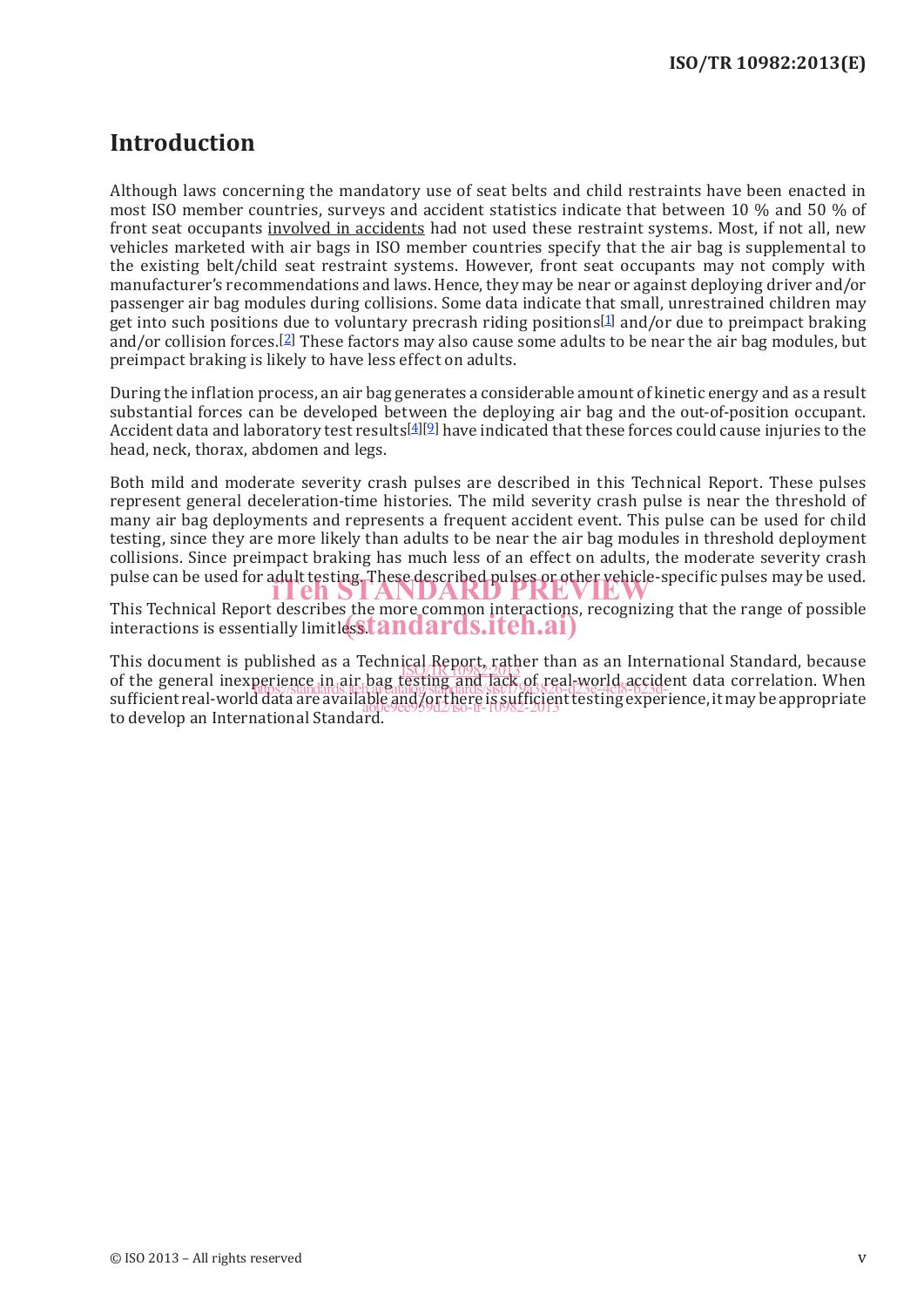# Introduction

Although laws concerning the mandatory use of seat belts and child restraints have been enacted in most ISO member countries, surveys and accident statistics indicate that between 10 % and 50 % of front seat occupants involved in accidents had not used these restraint systems. Most, if not all, new vehicles marketed with air bags in ISO member countries specify that the air bag is supplemental to the existing belt/child seat restraint systems. However, front seat occupants may not comply with manufacturer's recommendations and laws. Hence, they may be near or against deploying driver and/or passenger air bag modules during collisions. Some data indicate that small, unrestrained children may get into such positions due to voluntary precrash riding positions[1] and/or due to preimpact braking and/or collision forces.[2] These factors may also cause some adults to be near the air bag modules, but preimpact braking is likely to have less effect on adults.

During the inflation process, an air bag generates a considerable amount of kinetic energy and as a result substantial forces can be developed between the deploying air bag and the out-of-position occupant. Accident data and laboratory test results[4][9] have indicated that these forces could cause injuries to the head, neck, thorax, abdomen and legs.

Both mild and moderate severity crash pulses are described in this Technical Report. These pulses represent general deceleration-time histories. The mild severity crash pulse is near the threshold of many air bag deployments and represents a frequent accident event. This pulse can be used for child testing, since they are more likely than adults to be near the air bag modules in threshold deployment collisions. Since preimpact braking has much less of an effect on adults, the moderate severity crash pulse can be used for adult testing. These described pulses or other vehicle-specific pulses may be used.

This Technical Report describes the more common interactions, recognizing that the range of possible interactions is essentially limitless.

This document is published as a Technical Report, rather than as an International Standard, because of the general inexperience in air bag testing and lack of real-world accident data correlation. When sufficient real-world data are available and/or there is sufficient testing experience, it may be appropriate to develop an International Standard.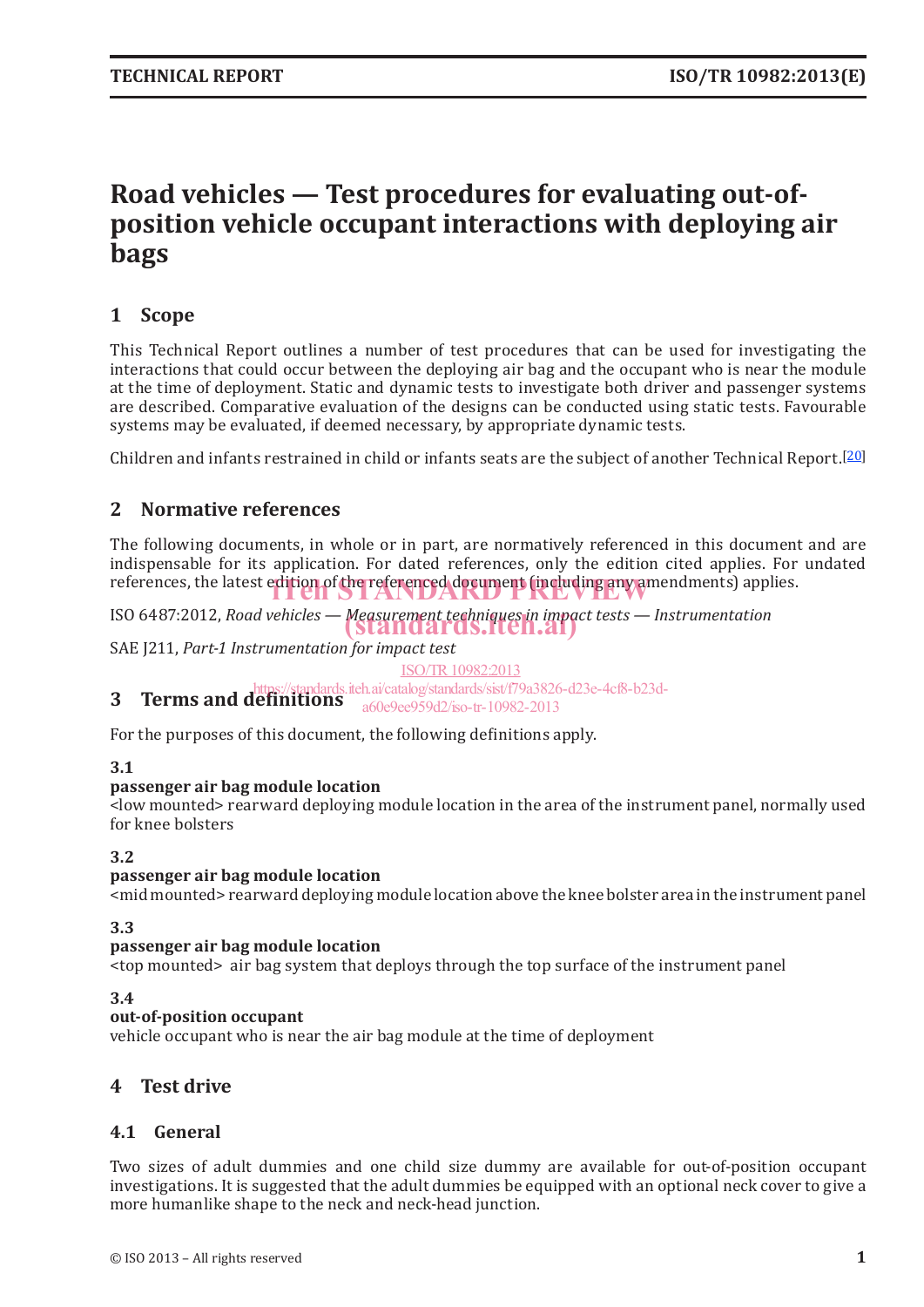# Road vehicles — Test procedures for evaluating out-of-position vehicle occupant interactions with deploying air bags

## 1 Scope

This Technical Report outlines a number of test procedures that can be used for investigating the interactions that could occur between the deploying air bag and the occupant who is near the module at the time of deployment. Static and dynamic tests to investigate both driver and passenger systems are described. Comparative evaluation of the designs can be conducted using static tests. Favourable systems may be evaluated, if deemed necessary, by appropriate dynamic tests.

Children and infants restrained in child or infants seats are the subject of another Technical Report.[20]

## 2 Normative references

The following documents, in whole or in part, are normatively referenced in this document and are indispensable for its application. For dated references, only the edition cited applies. For undated references, the latest edition of the referenced document (including any amendments) applies.

ISO 6487:2012, *Road vehicles — Measurement techniques in impact tests — Instrumentation*

SAE J211, *Part-1 Instrumentation for impact test*

## 3 Terms and definitions

For the purposes of this document, the following definitions apply.

**3.1**
**passenger air bag module location**
<low mounted> rearward deploying module location in the area of the instrument panel, normally used for knee bolsters

**3.2**
**passenger air bag module location**
<mid mounted> rearward deploying module location above the knee bolster area in the instrument panel

**3.3**
**passenger air bag module location**
<top mounted> air bag system that deploys through the top surface of the instrument panel

**3.4**
**out-of-position occupant**
vehicle occupant who is near the air bag module at the time of deployment

## 4 Test drive

### 4.1 General

Two sizes of adult dummies and one child size dummy are available for out-of-position occupant investigations. It is suggested that the adult dummies be equipped with an optional neck cover to give a more humanlike shape to the neck and neck-head junction.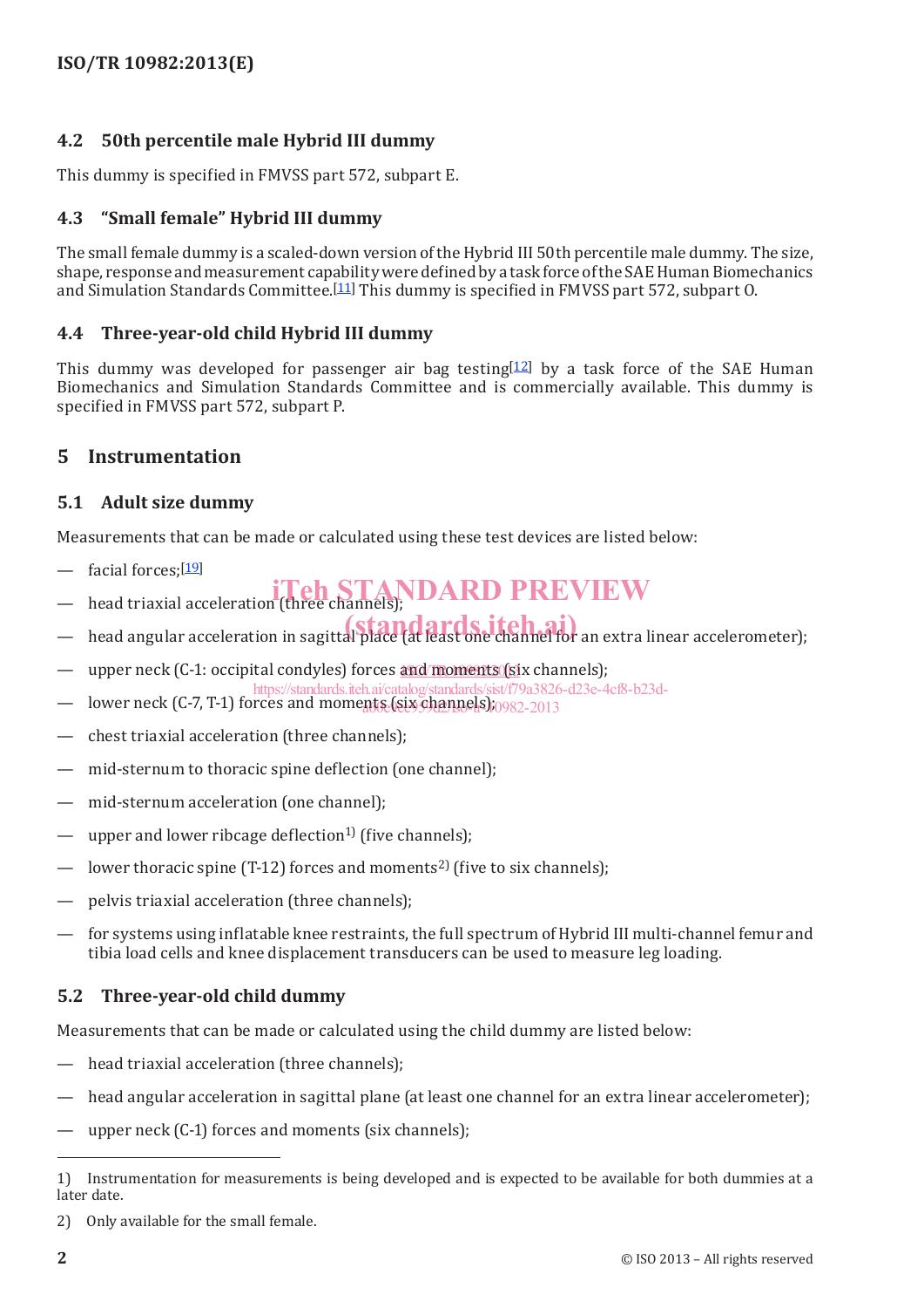## 4.2 50th percentile male Hybrid III dummy

This dummy is specified in FMVSS part 572, subpart E.

## 4.3 "Small female" Hybrid III dummy

The small female dummy is a scaled-down version of the Hybrid III 50th percentile male dummy. The size, shape, response and measurement capability were defined by a task force of the SAE Human Biomechanics and Simulation Standards Committee.[11] This dummy is specified in FMVSS part 572, subpart O.

## 4.4 Three-year-old child Hybrid III dummy

This dummy was developed for passenger air bag testing[12] by a task force of the SAE Human Biomechanics and Simulation Standards Committee and is commercially available. This dummy is specified in FMVSS part 572, subpart P.

# 5 Instrumentation

## 5.1 Adult size dummy

Measurements that can be made or calculated using these test devices are listed below:

- facial forces;[19]
- head triaxial acceleration (three channels);
- head angular acceleration in sagittal place (at least one channel for an extra linear accelerometer);
- upper neck (C-1: occipital condyles) forces and moments (six channels);
- lower neck (C-7, T-1) forces and moments (six channels);
- chest triaxial acceleration (three channels);
- mid-sternum to thoracic spine deflection (one channel);
- mid-sternum acceleration (one channel);
- upper and lower ribcage deflection[1)] (five channels);
- lower thoracic spine (T-12) forces and moments[2)] (five to six channels);
- pelvis triaxial acceleration (three channels);
- for systems using inflatable knee restraints, the full spectrum of Hybrid III multi-channel femur and tibia load cells and knee displacement transducers can be used to measure leg loading.

## 5.2 Three-year-old child dummy

Measurements that can be made or calculated using the child dummy are listed below:

- head triaxial acceleration (three channels);
- head angular acceleration in sagittal plane (at least one channel for an extra linear accelerometer);
- upper neck (C-1) forces and moments (six channels);

---

1) Instrumentation for measurements is being developed and is expected to be available for both dummies at a later date.

2) Only available for the small female.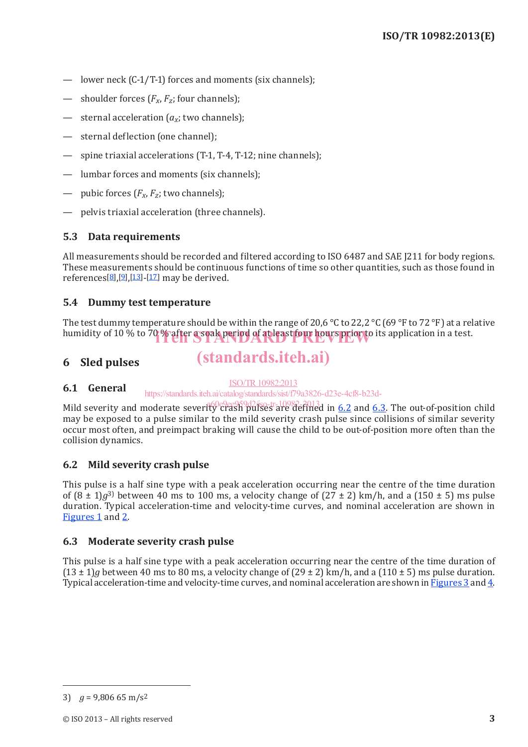— lower neck (C-1/T-1) forces and moments (six channels);

— shoulder forces ($F_x$, $F_z$; four channels);

— sternal acceleration ($a_x$; two channels);

— sternal deflection (one channel);

— spine triaxial accelerations (T-1, T-4, T-12; nine channels);

— lumbar forces and moments (six channels);

— pubic forces ($F_x$, $F_z$; two channels);

— pelvis triaxial acceleration (three channels).

### 5.3 Data requirements

All measurements should be recorded and filtered according to ISO 6487 and SAE J211 for body regions. These measurements should be continuous functions of time so other quantities, such as those found in references[8],[9],[13]-[17] may be derived.

### 5.4 Dummy test temperature

The test dummy temperature should be within the range of 20,6 °C to 22,2 °C (69 °F to 72 °F) at a relative humidity of 10 % to 70 % after a soak period of at least four hours prior to its application in a test.

## 6 Sled pulses

### 6.1 General

Mild severity and moderate severity crash pulses are defined in 6.2 and 6.3. The out-of-position child may be exposed to a pulse similar to the mild severity crash pulse since collisions of similar severity occur most often, and preimpact braking will cause the child to be out-of-position more often than the collision dynamics.

### 6.2 Mild severity crash pulse

This pulse is a half sine type with a peak acceleration occurring near the centre of the time duration of (8 ± 1)$g$[3)] between 40 ms to 100 ms, a velocity change of (27 ± 2) km/h, and a (150 ± 5) ms pulse duration. Typical acceleration-time and velocity-time curves, and nominal acceleration are shown in Figures 1 and 2.

### 6.3 Moderate severity crash pulse

This pulse is a half sine type with a peak acceleration occurring near the centre of the time duration of (13 ± 1)$g$ between 40 ms to 80 ms, a velocity change of (29 ± 2) km/h, and a (110 ± 5) ms pulse duration. Typical acceleration-time and velocity-time curves, and nominal acceleration are shown in Figures 3 and 4.

---

3) $g$ = 9,806 65 m/s$^2$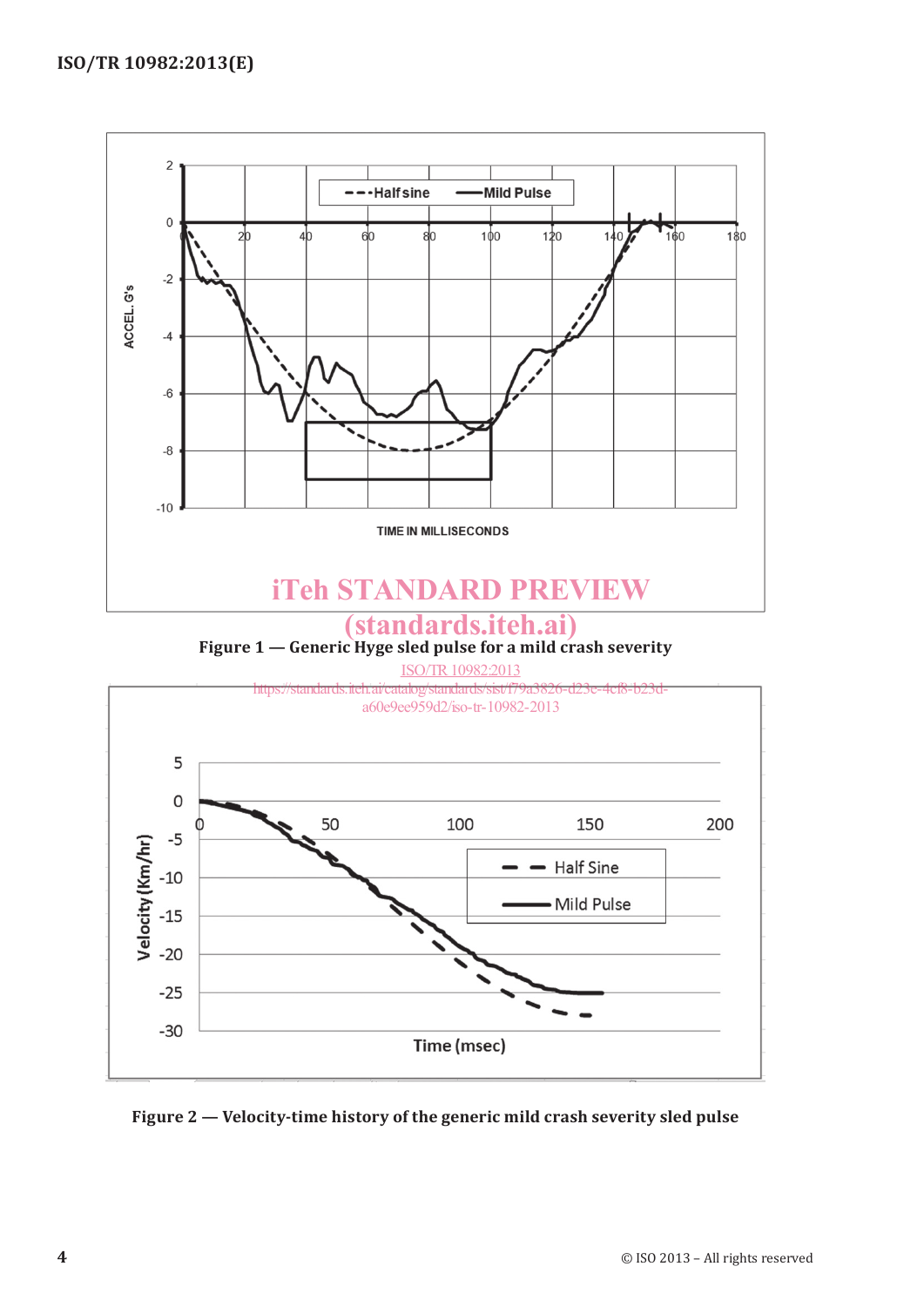Figure 1 — Generic Hyge sled pulse for a mild crash severity

Figure 2 — Velocity-time history of the generic mild crash severity sled pulse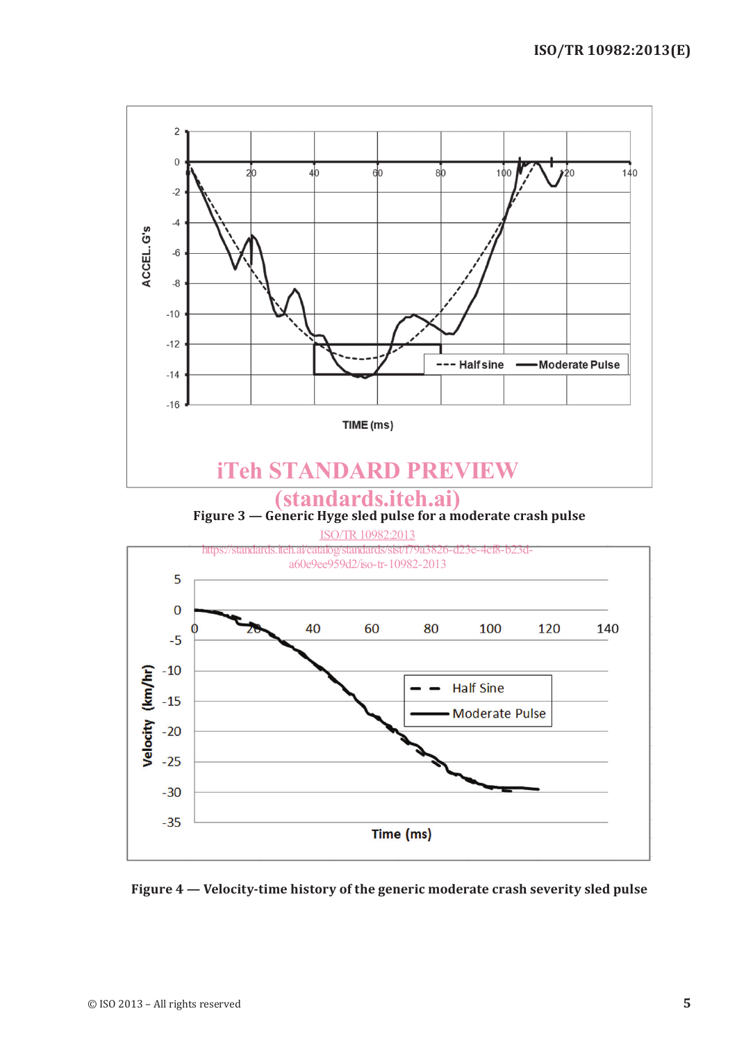2

0

-2

-4

-6

-8

-10

-12

-14

-16

ACCEL. G's

20

40

60

80

100

120

140

TIME (ms)

Half sine

Moderate Pulse

iTeh STANDARD PREVIEW
(standards.iteh.ai)

**Figure 3 — Generic Hyge sled pulse for a moderate crash pulse**

ISO/TR 10982:2013
https://standards.iteh.ai/catalog/standards/sist/f79a3826-d23e-4cf8-b23d-a60e9ee959d2/iso-tr-10982-2013

5

0

-5

-10

-15

-20

-25

-30

-35

Velocity (km/hr)

0

20

40

60

80

100

120

140

Time (ms)

Half Sine

Moderate Pulse

**Figure 4 — Velocity-time history of the generic moderate crash severity sled pulse**